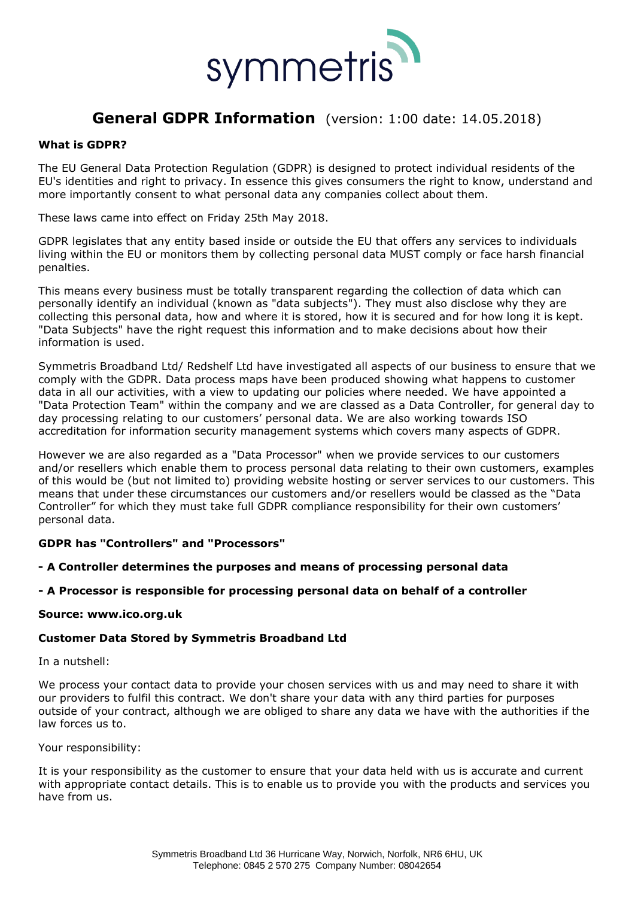symmetris

# General GDPR Information (version: 1:00 date: 14.05.2018)

**What is GDPR?**

The EU General Data Protection Regulation (GDPR) is designed to protect individual residents of the EU's identities and right to privacy. In essence this gives consumers the right to know, understand and more importantly consent to what personal data any companies collect about them.

These laws came into effect on Friday 25th May 2018.

GDPR legislates that any entity based inside or outside the EU that offers any services to individuals living within the EU or monitors them by collecting personal data MUST comply or face harsh financial penalties.

This means every business must be totally transparent regarding the collection of data which can personally identify an individual (known as "data subjects"). They must also disclose why they are collecting this personal data, how and where it is stored, how it is secured and for how long it is kept. "Data Subjects" have the right request this information and to make decisions about how their information is used.

Symmetris Broadband Ltd/ Redshelf Ltd have investigated all aspects of our business to ensure that we comply with the GDPR. Data process maps have been produced showing what happens to customer data in all our activities, with a view to updating our policies where needed. We have appointed a "Data Protection Team" within the company and we are classed as a Data Controller, for general day to day processing relating to our customers' personal data. We are also working towards ISO accreditation for information security management systems which covers many aspects of GDPR.

However we are also regarded as a "Data Processor" when we provide services to our customers and/or resellers which enable them to process personal data relating to their own customers, examples of this would be (but not limited to) providing website hosting or server services to our customers. This means that under these circumstances our customers and/or resellers would be classed as the "Data Controller" for which they must take full GDPR compliance responsibility for their own customers' personal data.

**GDPR has "Controllers" and "Processors"**

**- A Controller determines the purposes and means of processing personal data**

**- A Processor is responsible for processing personal data on behalf of a controller**

**Source: www.ico.org.uk**

**Customer Data Stored by Symmetris Broadband Ltd**

In a nutshell:

We process your contact data to provide your chosen services with us and may need to share it with our providers to fulfil this contract. We don't share your data with any third parties for purposes outside of your contract, although we are obliged to share any data we have with the authorities if the law forces us to.

Your responsibility:

It is your responsibility as the customer to ensure that your data held with us is accurate and current with appropriate contact details. This is to enable us to provide you with the products and services you have from us.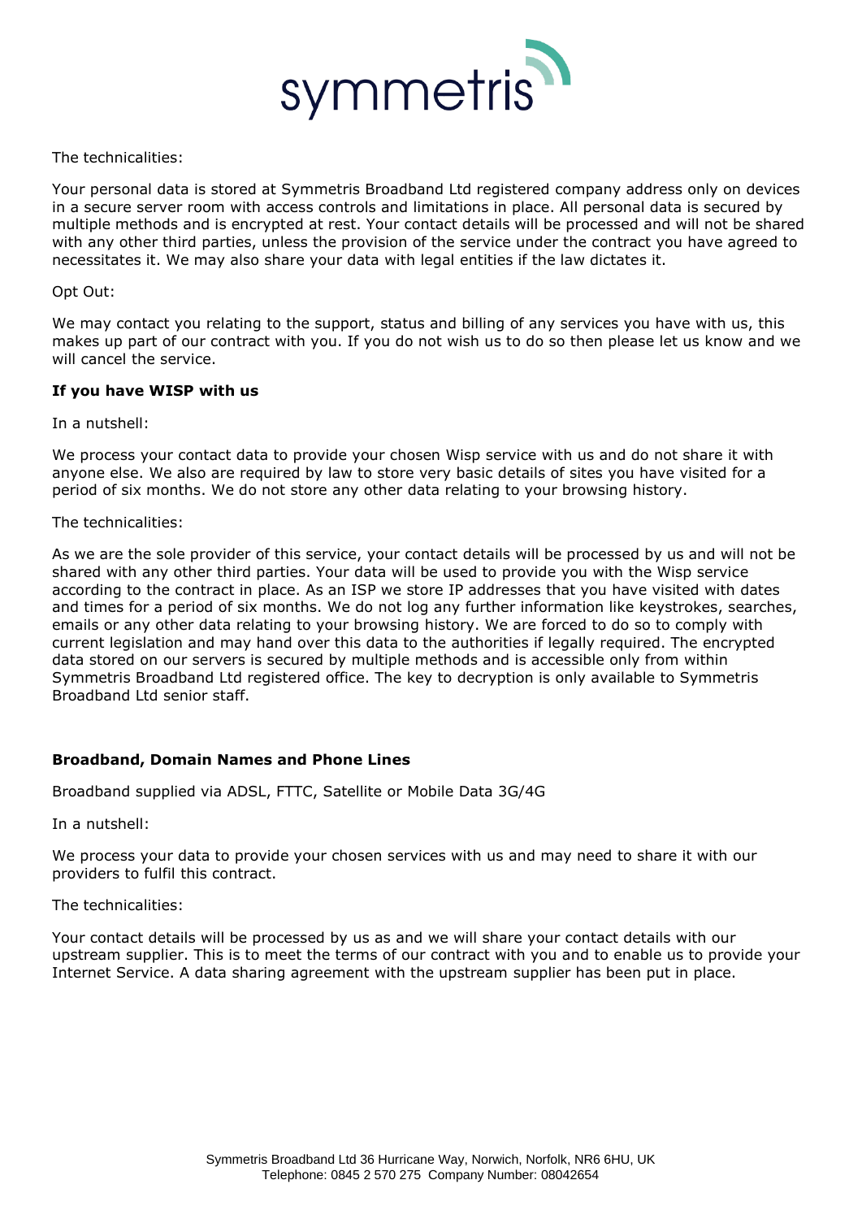The technicalities:

Your personal data is stored at Symmetris Broadband Ltd registered company address only on devices in a secure server room with access controls and limitations in place. All personal data is secured by multiple methods and is encrypted at rest. Your contact details will be processed and will not be shared with any other third parties, unless the provision of the service under the contract you have agreed to necessitates it. We may also share your data with legal entities if the law dictates it.

Opt Out:

We may contact you relating to the support, status and billing of any services you have with us, this makes up part of our contract with you. If you do not wish us to do so then please let us know and we will cancel the service.

**If you have WISP with us**

In a nutshell:

We process your contact data to provide your chosen Wisp service with us and do not share it with anyone else. We also are required by law to store very basic details of sites you have visited for a period of six months. We do not store any other data relating to your browsing history.

The technicalities:

As we are the sole provider of this service, your contact details will be processed by us and will not be shared with any other third parties. Your data will be used to provide you with the Wisp service according to the contract in place. As an ISP we store IP addresses that you have visited with dates and times for a period of six months. We do not log any further information like keystrokes, searches, emails or any other data relating to your browsing history. We are forced to do so to comply with current legislation and may hand over this data to the authorities if legally required. The encrypted data stored on our servers is secured by multiple methods and is accessible only from within Symmetris Broadband Ltd registered office. The key to decryption is only available to Symmetris Broadband Ltd senior staff.

**Broadband, Domain Names and Phone Lines**

Broadband supplied via ADSL, FTTC, Satellite or Mobile Data 3G/4G

In a nutshell:

We process your data to provide your chosen services with us and may need to share it with our providers to fulfil this contract.

The technicalities:

Your contact details will be processed by us as and we will share your contact details with our upstream supplier. This is to meet the terms of our contract with you and to enable us to provide your Internet Service. A data sharing agreement with the upstream supplier has been put in place.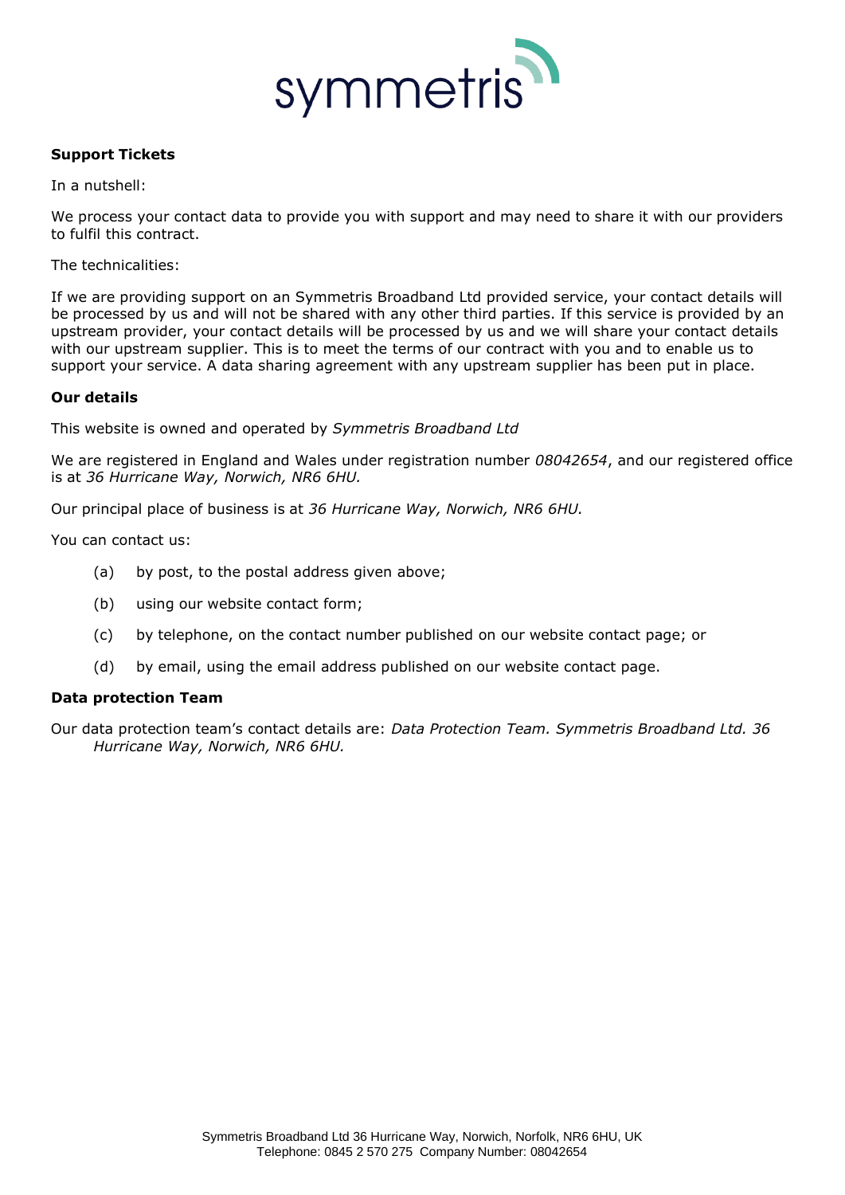**Support Tickets**

In a nutshell:

We process your contact data to provide you with support and may need to share it with our providers to fulfil this contract.

The technicalities:

If we are providing support on an Symmetris Broadband Ltd provided service, your contact details will be processed by us and will not be shared with any other third parties. If this service is provided by an upstream provider, your contact details will be processed by us and we will share your contact details with our upstream supplier. This is to meet the terms of our contract with you and to enable us to support your service. A data sharing agreement with any upstream supplier has been put in place.

**Our details**

This website is owned and operated by *Symmetris Broadband Ltd*

We are registered in England and Wales under registration number *08042654*, and our registered office is at *36 Hurricane Way, Norwich, NR6 6HU.*

Our principal place of business is at *36 Hurricane Way, Norwich, NR6 6HU.*

You can contact us:

(a) by post, to the postal address given above;

(b) using our website contact form;

(c) by telephone, on the contact number published on our website contact page; or

(d) by email, using the email address published on our website contact page.

**Data protection Team**

Our data protection team's contact details are: *Data Protection Team. Symmetris Broadband Ltd. 36 Hurricane Way, Norwich, NR6 6HU.*